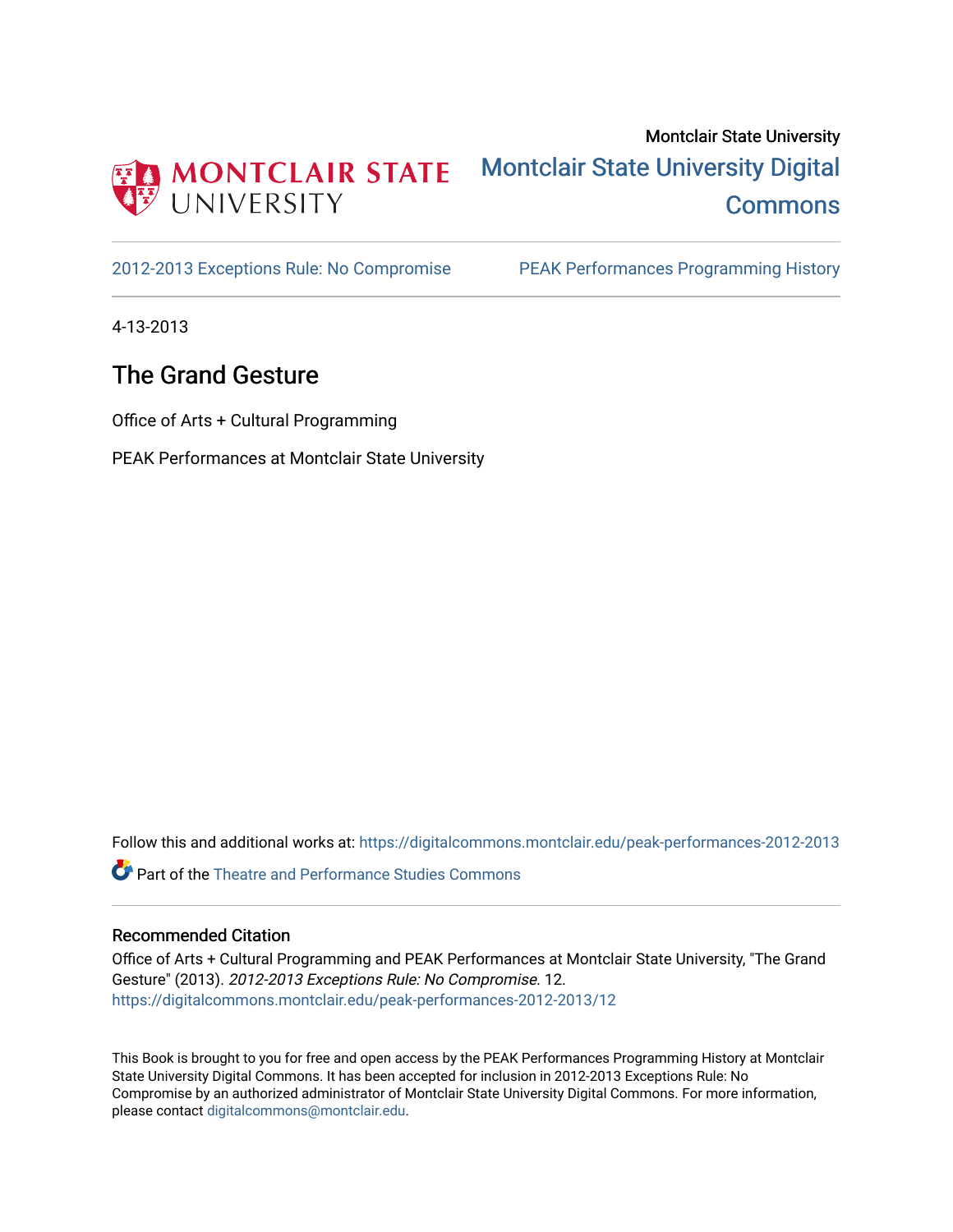Montclair State University

Montclair State University Digital Commons

2012-2013 Exceptions Rule: No Compromise

PEAK Performances Programming History

4-13-2013

# The Grand Gesture

Office of Arts + Cultural Programming

PEAK Performances at Montclair State University

Follow this and additional works at: https://digitalcommons.montclair.edu/peak-performances-2012-2013

Part of the Theatre and Performance Studies Commons

## Recommended Citation

Office of Arts + Cultural Programming and PEAK Performances at Montclair State University, "The Grand Gesture" (2013). *2012-2013 Exceptions Rule: No Compromise*. 12.
https://digitalcommons.montclair.edu/peak-performances-2012-2013/12

This Book is brought to you for free and open access by the PEAK Performances Programming History at Montclair State University Digital Commons. It has been accepted for inclusion in 2012-2013 Exceptions Rule: No Compromise by an authorized administrator of Montclair State University Digital Commons. For more information, please contact digitalcommons@montclair.edu.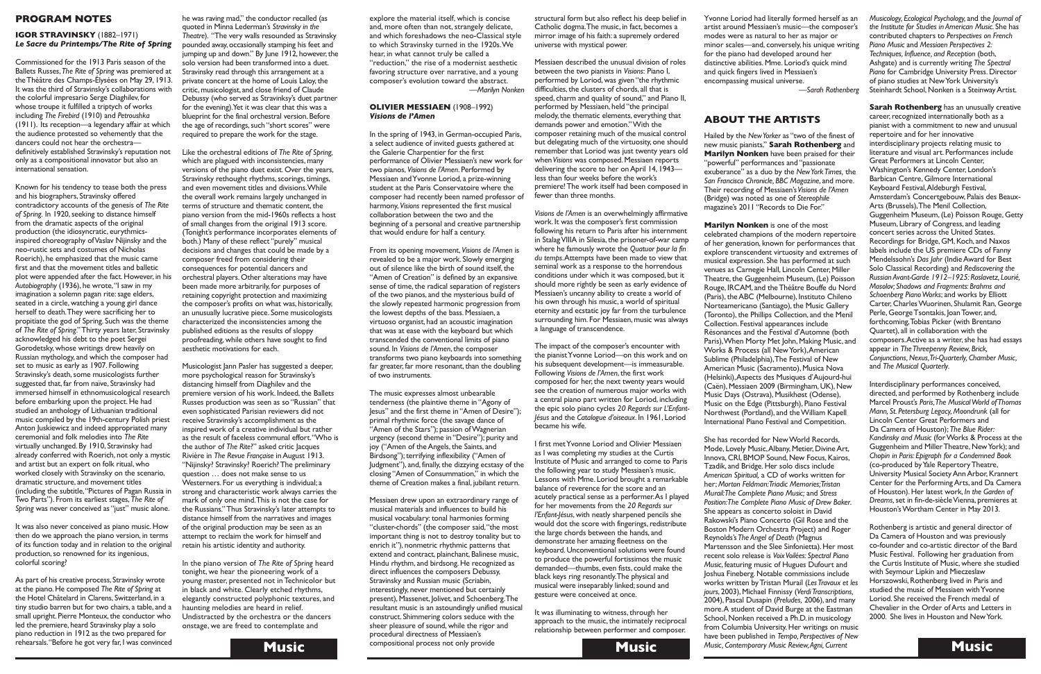## PROGRAM NOTES

### IGOR STRAVINSKY (1882–1971) *Le Sacre du Printemps/The Rite of Spring*

Commissioned for the 1913 Paris season of the Ballets Russes, *The Rite of Spring* was premiered at the Théâtre des Champs-Élysées on May 29, 1913. It was the third of Stravinsky's collaborations with the colorful impresario Serge Diaghilev, for whose troupe it fulfilled a triptych of works including *The Firebird* (1910) and *Petroushka* (1911). Its reception—a legendary affair at which the audience protested so vehemently that the dancers could not hear the orchestra—definitively established Stravinsky's reputation not only as a compositional innovator but also an international sensation.

Known for his tendency to tease both the press and his biographers, Stravinsky offered contradictory accounts of the genesis of *The Rite of Spring*. In 1920, seeking to distance himself from the dramatic aspects of the original production (the idiosyncratic, eurythmics-inspired choreography of Vaslav Nijinsky and the neo-rustic sets and costumes of Nicholas Roerich), he emphasized that the music came first and that the movement titles and balletic plot were appended after the fact. However, in his *Autobiography* (1936), he wrote, "I saw in my imagination a solemn pagan rite: sage elders, seated in a circle, watching a young girl dance herself to death. They were sacrificing her to propitiate the god of Spring. Such was the theme of *The Rite of Spring*." Thirty years later, Stravinsky acknowledged his debt to the poet Sergei Gorodetsky, whose writings drew heavily on Russian mythology, and which the composer had set to music as early as 1907. Following Stravinsky's death, some musicologists further suggested that, far from naïve, Stravinsky had immersed himself in ethnomusicological research before embarking upon the project. He had studied an anthology of Lithuanian traditional music compiled by the 19th-century Polish priest Anton Juskiewicz and indeed appropriated many ceremonial and folk melodies into *The Rite* virtually unchanged. By 1910, Stravinsky had already conferred with Roerich, not only a mystic and artist but an expert on folk ritual, who worked closely with Stravinsky on the scenario, dramatic structure, and movement titles (including the subtitle, "Pictures of Pagan Russia in Two Parts"). From its earliest stages, *The Rite of Spring* was never conceived as "just" music alone.

It was also never conceived as piano music. How then do we approach the piano version, in terms of its function today and in relation to the original production, so renowned for its ingenious, colorful scoring?

As part of his creative process, Stravinsky wrote at the piano. He composed *The Rite of Spring* at the Hotel Châtelard in Clarens, Switzerland, in a tiny studio barren but for two chairs, a table, and a small upright. Pierre Monteux, the conductor who led the premiere, heard Stravinsky play a solo piano reduction in 1912 as the two prepared for rehearsals. "Before he got very far, I was convinced he was raving mad," the conductor recalled (as quoted in Minna Lederman's *Stravinsky in the Theatre*). "The very walls resounded as Stravinsky pounded away, occasionally stamping his feet and jumping up and down." By June 1912, however, the solo version had been transformed into a duet. Stravinsky read through this arrangement at a private concert at the home of Louis Laloy, the critic, musicologist, and close friend of Claude Debussy (who served as Stravinksy's duet partner for the evening). Yet it was clear that this was a blueprint for the final orchestral version. Before the age of recordings, such "short scores" were required to prepare the work for the stage.

Like the orchestral editions of *The Rite of Spring*, which are plagued with inconsistencies, many versions of the piano duet exist. Over the years, Stravinsky rethought rhythms, scorings, timings, and even movement titles and divisions. While the overall work remains largely unchanged in terms of structure and thematic content, the piano version from the mid-1960s reflects a host of small changes from the original 1913 score. (Tonight's performance incorporates elements of both.) Many of these reflect "purely" musical decisions and changes that could be made by a composer freed from considering their consequences for potential dancers and orchestral players. Other alterations may have been made more arbitrarily, for purposes of retaining copyright protection and maximizing the composer's profits on what was, historically, an unusually lucrative piece. Some musicologists characterized the inconsistencies among the published editions as the results of sloppy proofreading, while others have sought to find aesthetic motivations for each.

Musicologist Jann Pasler has suggested a deeper, more psychological reason for Stravinsky's distancing himself from Diaghilev and the premiere version of his work. Indeed, the Ballets Russes production was seen as so "Russian" that even sophisticated Parisian reviewers did not receive Stravinsky's accomplishment as the inspired work of a creative individual but rather as the result of faceless communal effort. "Who is the author of *The Rite*?" asked critic Jacques Rivière in *The Revue Française* in August 1913. "Nijinsky? Stravinsky? Roerich? The preliminary question … does not make sense to us Westerners. For us everything is individual; a strong and characteristic work always carries the mark of only one mind. This is not the case for the Russians." Thus Stravinsky's later attempts to distance himself from the narratives and images of the original production may be seen as an attempt to reclaim the work for himself and retain his artistic identity and authority.

In the piano version of *The Rite of Spring* heard tonight, we hear the pioneering work of a young master, presented not in Technicolor but in black and white. Clearly etched rhythms, elegantly constructed polyphonic textures, and haunting melodies are heard in relief. Undistracted by the orchestra or the dancers onstage, we are freed to contemplate and explore the material itself, which is concise and, more often than not, strangely delicate, and which foreshadows the neo-Classical style to which Stravinsky turned in the 1920s. We hear, in what cannot truly be called a "reduction," the rise of a modernist aesthetic favoring structure over narrative, and a young composer's evolution toward the abstract.

—*Marilyn Nonken*

### OLIVIER MESSIAEN (1908–1992) *Visions de l'Amen*

In the spring of 1943, in German-occupied Paris, a select audience of invited guests gathered at the Galerie Charpentier for the first performance of Olivier Messiaen's new work for two pianos, *Visions de l'Amen*. Performed by Messiaen and Yvonne Loriod, a prize-winning student at the Paris Conservatoire where the composer had recently been named professor of harmony, *Visions* represented the first musical collaboration between the two and the beginning of a personal and creative partnership that would endure for half a century.

From its opening movement, *Visions de l'Amen* is revealed to be a major work. Slowly emerging out of silence like the birth of sound itself, the "Amen of Creation" is defined by an expansive sense of time, the radical separation of registers of the two pianos, and the mysterious build of the slowly repeated harmonic progression from the lowest depths of the bass. Messiaen, a virtuoso organist, had an acoustic imagination that was at ease with the keyboard but which transcended the conventional limits of piano sound. In *Visions de l'Amen*, the composer transforms two piano keyboards into something far greater, far more resonant, than the doubling of two instruments.

The music expresses almost unbearable tenderness (the plaintive theme in "Agony of Jesus" and the first theme in "Amen of Desire"); primal rhythmic force (the savage dance of "Amen of the Stars"); passion of Wagnerian urgency (second theme in "Desire"); purity and joy ("Amen of the Angels, the Saints, and Birdsong"); terrifying inflexibility ("Amen of Judgment"), and, finally, the dizzying ecstasy of the closing "Amen of Consummation," in which the theme of Creation makes a final, jubilant return.

Messiaen drew upon an extraordinary range of musical materials and influences to build his musical vocabulary: tonal harmonies forming "cluster-chords" (the composer said, "the most important thing is not to destroy tonality but to enrich it"), nonmetric rhythmic patterns that extend and contract, plainchant, Balinese music, Hindu rhythm, and birdsong. He recognized as direct influences the composers Debussy, Stravinsky and Russian music (Scriabin, interestingly, never mentioned but certainly present), Massenet, Jolivet, and Schoenberg. The resultant music is an astoundingly unified musical construct. Shimmering colors seduce with the sheer pleasure of sound, while the rigor and procedural directness of Messiaen's compositional process not only provide structural form but also reflect his deep belief in Catholic dogma. The music, in fact, becomes a mirror image of his faith: a supremely ordered universe with mystical power.

Messiaen described the unusual division of roles between the two pianists in *Visions*: Piano I, performed by Loriod, was given "the rhythmic difficulties, the clusters of chords, all that is speed, charm and quality of sound," and Piano II, performed by Messiaen, held "the principal melody, the thematic elements, everything that demands power and emotion." With the composer retaining much of the musical control but delegating much of the virtuosity, one should remember that Loriod was just twenty years old when *Visions* was composed. Messiaen reports delivering the score to her on April 14, 1943—less than four weeks before the work's premiere! The work itself had been composed in fewer than three months.

*Visions de l'Amen* is an overwhelmingly affirmative work. It was the composer's first commission following his return to Paris after his internment in Stalag VIIIA in Silesia, the prisoner-of-war camp where he famously wrote the *Quatuor pour la fin du temps*. Attempts have been made to view that seminal work as a response to the horrendous conditions under which it was composed, but it should more rightly be seen as early evidence of Messiaen's uncanny ability to create a world of his own through his music, a world of spiritual eternity and ecstatic joy far from the turbulence surrounding him. For Messiaen, music was always a language of transcendence.

The impact of the composer's encounter with the pianist Yvonne Loriod—on this work and on his subsequent development—is immeasurable. Following *Visions de l'Amen*, the first work composed for her, the next twenty years would see the creation of numerous major works with a central piano part written for Loriod, including the epic solo piano cycles *20 Regards sur L'Enfant-Jésus* and the *Catalogue d'oiseaux*. In 1961, Loriod became his wife.

I first met Yvonne Loriod and Olivier Messiaen as I was completing my studies at the Curtis Institute of Music and arranged to come to Paris the following year to study Messiaen's music. Lessons with Mme. Loriod brought a remarkable balance of reverence for the score and an acutely practical sense as a performer. As I played for her movements from the *20 Regards sur l'Enfant-Jésus*, with neatly sharpened pencils she would dot the score with fingerings, redistribute the large chords between the hands, and demonstrate her amazing fleetness on the keyboard. Unconventional solutions were found to produce the powerful fortissimos the music demanded—thumbs, even fists, could make the black keys ring resonantly. The physical and musical were inseparably linked; sound and gesture were conceived at once.

It was illuminating to witness, through her approach to the music, the intimately reciprocal relationship between performer and composer. Yvonne Loriod had literally formed herself as an artist around Messiaen's music—the composer's modes were as natural to her as major or minor scales—and, conversely, his unique writing for the piano had developed around her distinctive abilities. Mme. Loriod's quick mind and quick fingers lived in Messiaen's encompassing musical universe.

—*Sarah Rothenberg*

## ABOUT THE ARTISTS

Hailed by the *New Yorker* as "two of the finest of new music pianists," **Sarah Rothenberg** and **Marilyn Nonken** have been praised for their "powerful" performances and "passionate exuberance" as a duo by the *New York Times*, the *San Francisco Chronicle*, *BBC Magazine*, and more. Their recording of Messiaen's *Visions de l'Amen* (Bridge) was noted as one of *Stereophile* magazine's 2011 "Records to Die For."

**Marilyn Nonken** is one of the most celebrated champions of the modern repertoire of her generation, known for performances that explore transcendent virtuosity and extremes of musical expression. She has performed at such venues as Carnegie Hall, Lincoln Center, Miller Theatre, the Guggenheim Museum, (Le) Poisson Rouge, IRCAM, and the Théâtre Bouffe du Nord (Paris), the ABC (Melbourne), Instituto Chileno Norteamericano (Santiago), the Music Gallery (Toronto), the Phillips Collection, and the Menil Collection. Festival appearances include Résonances and the Festival d'Automne (both Paris), When Morty Met John, Making Music, and Works & Process (all New York), American Sublime (Philadelphia), The Festival of New American Music (Sacramento), Musica Nova (Helsinki), Aspects des Musiques d'Aujourd-hui (Caën), Messiaen 2009 (Birmingham, UK), New Music Days (Ostrava), Musikhøst (Odense), Music on the Edge (Pittsburgh), Piano Festival Northwest (Portland), and the William Kapell International Piano Festival and Competition.

She has recorded for New World Records, Mode, Lovely Music, Albany, Metier, Divine Art, Innova, CRI, BMOP Sound, New Focus, Kairos, Tzadik, and Bridge. Her solo discs include *American Spiritual*, a CD of works written for her; *Morton Feldman: Triadic Memories*; *Tristan Murail: The Complete Piano Music*; and *Stress Position: The Complete Piano Music of Drew Baker*. She appears as concerto soloist in David Rakowski's Piano Concerto (Gil Rose and the Boston Modern Orchestra Project) and Roger Reynolds's *The Angel of Death* (Magnus Martensson and the Slee Sinfonietta). Her most recent solo release is *Voix Voilées: Spectral Piano Music*, featuring music of Hugues Dufourt and Joshua Fineberg. Notable commissions include works written by Tristan Murail (*Les Travaux et les jours*, 2003), Michael Finnissy (*Verdi Transcriptions*, 2004), Pascal Dusapin (*Preludes*, 2006), and many more. A student of David Burge at the Eastman School, Nonken received a Ph.D. in musicology from Columbia University. Her writings on music have been published in *Tempo*, *Perspectives of New Music*, *Contemporary Music Review*, *Agni*, *Current Musicology*, *Ecological Psychology*, and the *Journal of the Institute for Studies in American Music*. She has contributed chapters to *Perspectives on French Piano Music* and *Messiaen Perspectives 2: Techniques, Influence, and Reception* (both, Ashgate) and is currently writing *The Spectral Piano* for Cambridge University Press. Director of piano studies at New York University's Steinhardt School, Nonken is a Steinway Artist.

**Sarah Rothenberg** has an unusually creative career, recognized internationally both as a pianist with a commitment to new and unusual repertoire and for her innovative interdisciplinary projects relating music to literature and visual art. Performances include Great Performers at Lincoln Center, Washington's Kennedy Center, London's Barbican Centre, Gilmore International Keyboard Festival, Aldeburgh Festival, Amsterdam's Concertgebouw, Palais des Beaux-Arts (Brussels), The Menil Collection, Guggenheim Museum, (Le) Poisson Rouge, Getty Museum, Library of Congress, and leading concert series across the United States. Recordings for Bridge, GM, Koch, and Naxos labels include the US premiere CDs of Fanny Mendelssohn's *Das Jahr* (Indie Award for Best Solo Classical Recording) and *Rediscovering the Russian Avant-Garde 1912–1925: Roslavetz, Lourié, Mosolov*; *Shadows and Fragments: Brahms and Schoenberg Piano Works*; and works by Elliott Carter, Charles Wuorinen, Shulamit Ran, George Perle, George Tsontakis, Joan Tower, and, forthcoming, Tobias Picker (with Brentano Quartet), all in collaboration with the composers. Active as a writer, she has had essays appear in *The Threepenny Review*, *Brick*, *Conjunctions*, *Nexus*, *Tri-Quarterly*, *Chamber Music*, and *The Musical Quarterly*.

Interdisciplinary performances conceived, directed, and performed by Rothenberg include Marcel Proust's *Paris*, *The Musical World of Thomas Mann*, *St. Petersburg Legacy*, *Moondrunk* (all for Lincoln Center Great Performers and Da Camera of Houston); *The Blue Rider: Kandinsky and Music* (for Works & Process at the Guggenheim and Miller Theatre, New York); and *Chopin in Paris*: *Epigraph for a Condemned Book* (co-produced by Yale Repertory Theatre, University Musical Society Ann Arbor, Krannert Center for the Performing Arts, and Da Camera of Houston). Her latest work, *In the Garden of Dreams*, set in fin-de-siècle Vienna, premieres at Houston's Wortham Center in May 2013.

Rothenberg is artistic and general director of Da Camera of Houston and was previously co-founder and co-artistic director of the Bard Music Festival. Following her graduation from the Curtis Institute of Music, where she studied with Seymour Lipkin and Mieczeslaw Horszowski, Rothenberg lived in Paris and studied the music of Messiaen with Yvonne Loriod. She received the French medal of Chevalier in the Order of Arts and Letters in 2000. She lives in Houston and New York.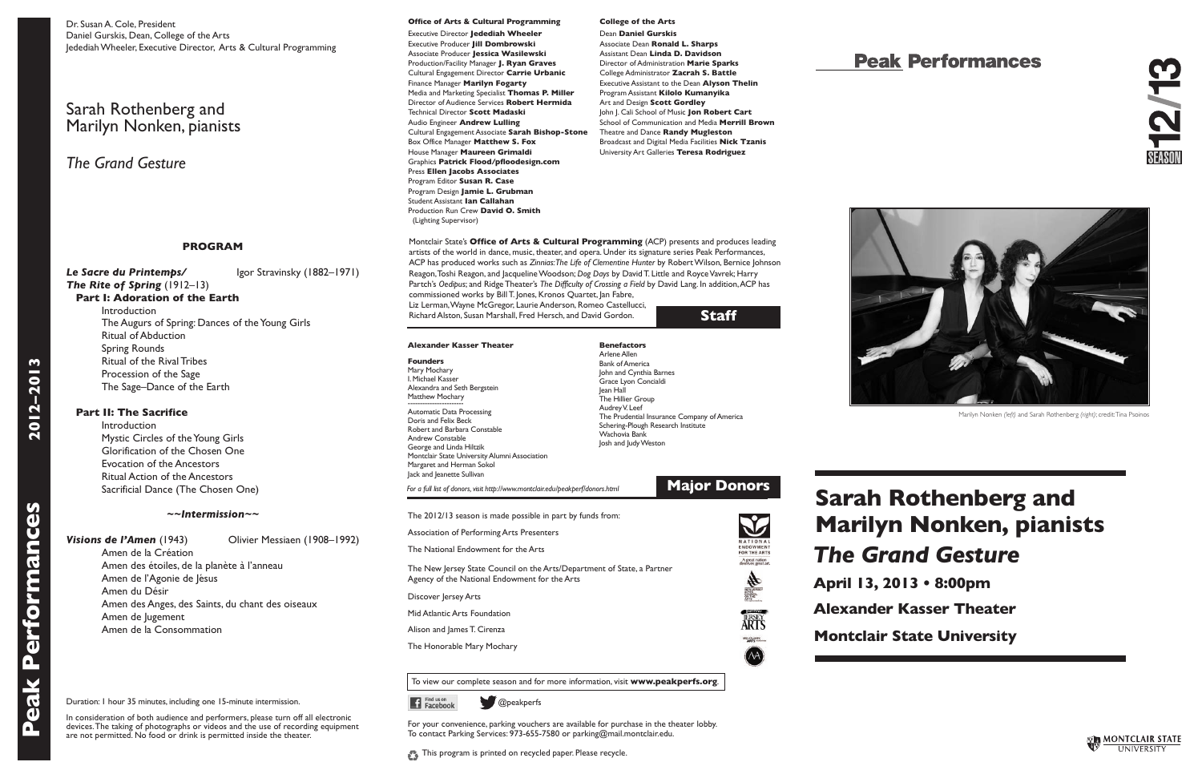Dr. Susan A. Cole, President
Daniel Gurskis, Dean, College of the Arts
Jedediah Wheeler, Executive Director, Arts & Cultural Programming

# Sarah Rothenberg and Marilyn Nonken, pianists

*The Grand Gesture*

## PROGRAM

***Le Sacre du Printemps/ The Rite of Spring*** (1912–13) — Igor Stravinsky (1882–1971)

**Part I: Adoration of the Earth**

- Introduction
- The Augurs of Spring: Dances of the Young Girls
- Ritual of Abduction
- Spring Rounds
- Ritual of the Rival Tribes
- Procession of the Sage
- The Sage–Dance of the Earth

**Part II: The Sacrifice**

- Introduction
- Mystic Circles of the Young Girls
- Glorification of the Chosen One
- Evocation of the Ancestors
- Ritual Action of the Ancestors
- Sacrificial Dance (The Chosen One)

*~~Intermission~~*

***Visions de l'Amen*** (1943) — Olivier Messiaen (1908–1992)

- Amen de la Création
- Amen des étoiles, de la planète à l'anneau
- Amen de l'Agonie de Jésus
- Amen du Désir
- Amen des Anges, des Saints, du chant des oiseaux
- Amen de Jugement
- Amen de la Consommation

Duration: 1 hour 35 minutes, including one 15-minute intermission.

In consideration of both audience and performers, please turn off all electronic devices. The taking of photographs or videos and the use of recording equipment are not permitted. No food or drink is permitted inside the theater.

**Peak Performances 2012–2013**

## Staff

**Office of Arts & Cultural Programming**
Executive Director **Jedediah Wheeler**
Executive Producer **Jill Dombrowski**
Associate Producer **Jessica Wasilewski**
Production/Facility Manager **J. Ryan Graves**
Cultural Engagement Director **Carrie Urbanic**
Finance Manager **Marilyn Fogarty**
Media and Marketing Specialist **Thomas P. Miller**
Director of Audience Services **Robert Hermida**
Technical Director **Scott Madaski**
Audio Engineer **Andrew Lulling**
Cultural Engagement Associate **Sarah Bishop-Stone**
Box Office Manager **Matthew S. Fox**
House Manager **Maureen Grimaldi**
Graphics **Patrick Flood/pfloodesign.com**
Press **Ellen Jacobs Associates**
Program Editor **Susan R. Case**
Program Design **Jamie L. Grubman**
Student Assistant **Ian Callahan**
Production Run Crew **David O. Smith** (Lighting Supervisor)

**College of the Arts**
Dean **Daniel Gurskis**
Associate Dean **Ronald L. Sharps**
Assistant Dean **Linda D. Davidson**
Director of Administration **Marie Sparks**
College Administrator **Zacrah S. Battle**
Executive Assistant to the Dean **Alyson Thelin**
Program Assistant **Kilolo Kumanyika**
Art and Design **Scott Gordley**
John J. Cali School of Music **Jon Robert Cart**
School of Communication and Media **Merrill Brown**
Theatre and Dance **Randy Mugleston**
Broadcast and Digital Media Facilities **Nick Tzanis**
University Art Galleries **Teresa Rodriguez**

Montclair State's **Office of Arts & Cultural Programming** (ACP) presents and produces leading artists of the world in dance, music, theater, and opera. Under its signature series Peak Performances, ACP has produced works such as *Zinnias: The Life of Clementine Hunter* by Robert Wilson, Bernice Johnson Reagon, Toshi Reagon, and Jacqueline Woodson; *Dog Days* by David T. Little and Royce Vavrek; Harry Partch's *Oedipus*; and Ridge Theater's *The Difficulty of Crossing a Field* by David Lang. In addition, ACP has commissioned works by Bill T. Jones, Kronos Quartet, Jan Fabre, Liz Lerman, Wayne McGregor, Laurie Anderson, Romeo Castellucci, Richard Alston, Susan Marshall, Fred Hersch, and David Gordon.

## Major Donors

**Alexander Kasser Theater**

**Founders**
Mary Mochary
I. Michael Kasser
Alexandra and Seth Bergstein
Matthew Mochary

Automatic Data Processing
Doris and Felix Beck
Robert and Barbara Constable
Andrew Constable
George and Linda Hiltzik
Montclair State University Alumni Association
Margaret and Herman Sokol
Jack and Jeanette Sullivan

**Benefactors**
Arlene Allen
Bank of America
John and Cynthia Barnes
Grace Lyon Concialdi
Jean Hall
The Hillier Group
Audrey V. Leef
The Prudential Insurance Company of America
Schering-Plough Research Institute
Wachovia Bank
Josh and Judy Weston

*For a full list of donors, visit http://www.montclair.edu/peakperf/donors.html*

The 2012/13 season is made possible in part by funds from:

Association of Performing Arts Presenters

The National Endowment for the Arts

The New Jersey State Council on the Arts/Department of State, a Partner Agency of the National Endowment for the Arts

Discover Jersey Arts

Mid Atlantic Arts Foundation

Alison and James T. Cirenza

The Honorable Mary Mochary

To view our complete season and for more information, visit **www.peakperfs.org**.

Find us on Facebook — @peakperfs

For your convenience, parking vouchers are available for purchase in the theater lobby. To contact Parking Services: 973-655-7580 or parking@mail.montclair.edu.

This program is printed on recycled paper. Please recycle.

# Peak Performances

**12/13 SEASON**

Marilyn Nonken *(left)* and Sarah Rothenberg *(right)*; credit: Tina Psoinos

# Sarah Rothenberg and Marilyn Nonken, pianists

## *The Grand Gesture*

**April 13, 2013 • 8:00pm**

**Alexander Kasser Theater**

**Montclair State University**

MONTCLAIR STATE UNIVERSITY